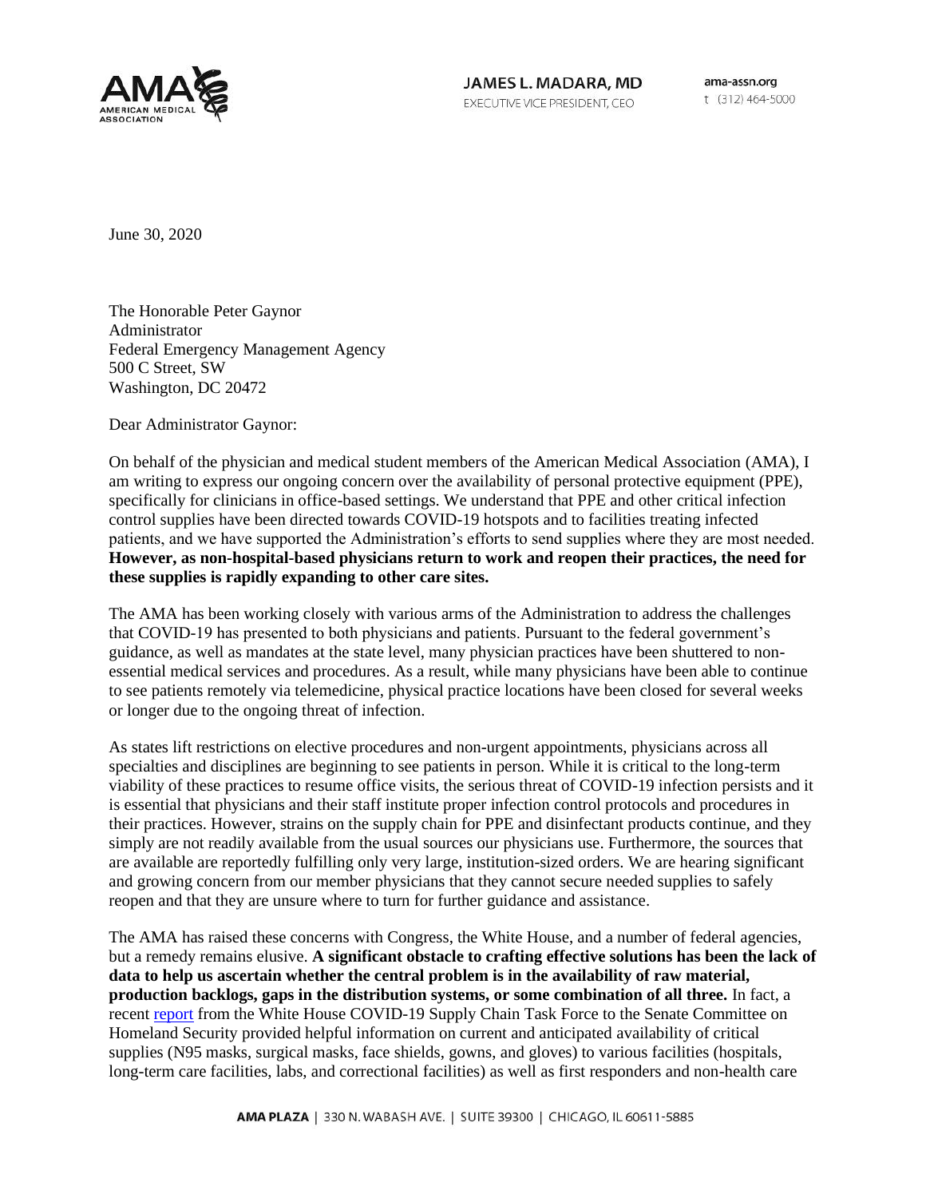**JAMES L. MADARA, MD**
EXECUTIVE VICE PRESIDENT, CEO

ama-assn.org
t (312) 464-5000

June 30, 2020

The Honorable Peter Gaynor
Administrator
Federal Emergency Management Agency
500 C Street, SW
Washington, DC 20472

Dear Administrator Gaynor:

On behalf of the physician and medical student members of the American Medical Association (AMA), I am writing to express our ongoing concern over the availability of personal protective equipment (PPE), specifically for clinicians in office-based settings. We understand that PPE and other critical infection control supplies have been directed towards COVID-19 hotspots and to facilities treating infected patients, and we have supported the Administration's efforts to send supplies where they are most needed. **However, as non-hospital-based physicians return to work and reopen their practices, the need for these supplies is rapidly expanding to other care sites.**

The AMA has been working closely with various arms of the Administration to address the challenges that COVID-19 has presented to both physicians and patients. Pursuant to the federal government's guidance, as well as mandates at the state level, many physician practices have been shuttered to non-essential medical services and procedures. As a result, while many physicians have been able to continue to see patients remotely via telemedicine, physical practice locations have been closed for several weeks or longer due to the ongoing threat of infection.

As states lift restrictions on elective procedures and non-urgent appointments, physicians across all specialties and disciplines are beginning to see patients in person. While it is critical to the long-term viability of these practices to resume office visits, the serious threat of COVID-19 infection persists and it is essential that physicians and their staff institute proper infection control protocols and procedures in their practices. However, strains on the supply chain for PPE and disinfectant products continue, and they simply are not readily available from the usual sources our physicians use. Furthermore, the sources that are available are reportedly fulfilling only very large, institution-sized orders. We are hearing significant and growing concern from our member physicians that they cannot secure needed supplies to safely reopen and that they are unsure where to turn for further guidance and assistance.

The AMA has raised these concerns with Congress, the White House, and a number of federal agencies, but a remedy remains elusive. **A significant obstacle to crafting effective solutions has been the lack of data to help us ascertain whether the central problem is in the availability of raw material, production backlogs, gaps in the distribution systems, or some combination of all three.** In fact, a recent report from the White House COVID-19 Supply Chain Task Force to the Senate Committee on Homeland Security provided helpful information on current and anticipated availability of critical supplies (N95 masks, surgical masks, face shields, gowns, and gloves) to various facilities (hospitals, long-term care facilities, labs, and correctional facilities) as well as first responders and non-health care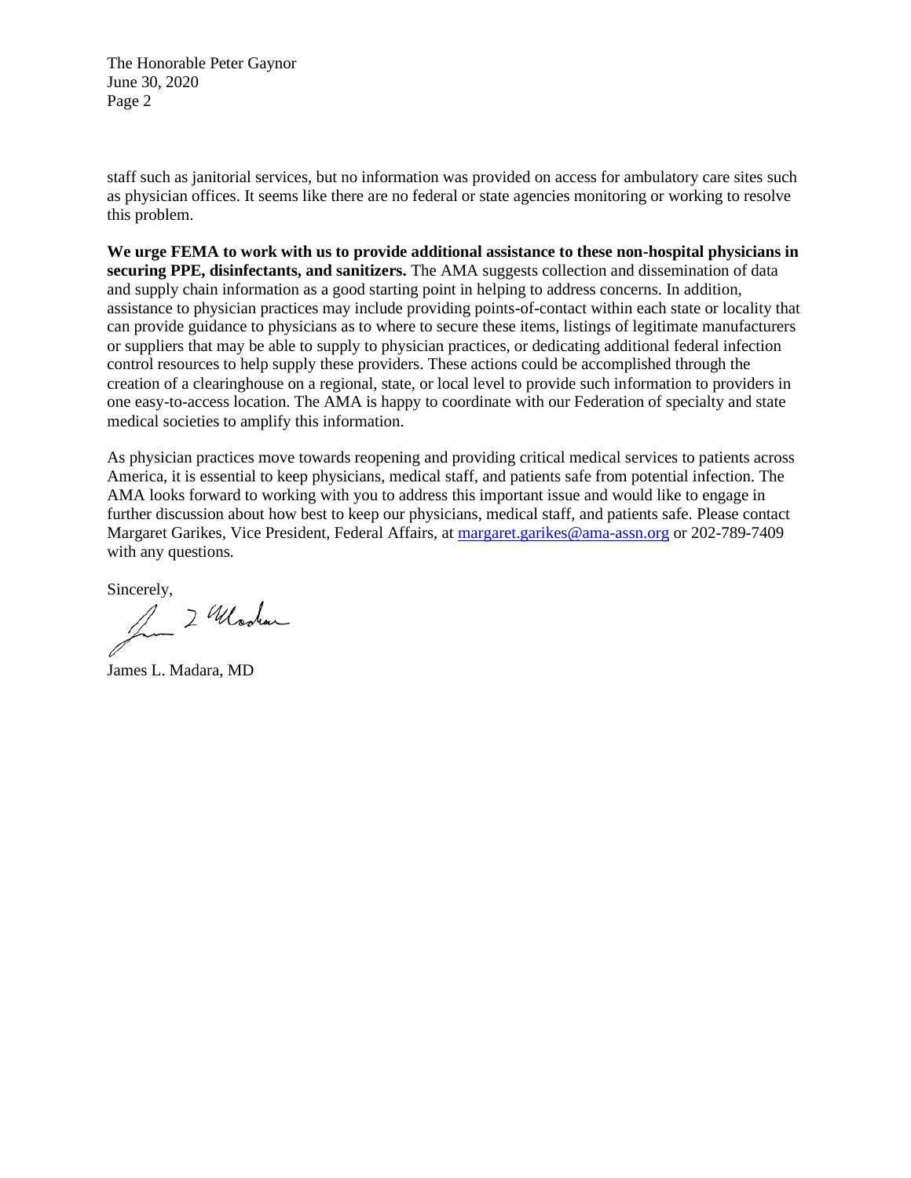staff such as janitorial services, but no information was provided on access for ambulatory care sites such as physician offices. It seems like there are no federal or state agencies monitoring or working to resolve this problem.

**We urge FEMA to work with us to provide additional assistance to these non-hospital physicians in securing PPE, disinfectants, and sanitizers.** The AMA suggests collection and dissemination of data and supply chain information as a good starting point in helping to address concerns. In addition, assistance to physician practices may include providing points-of-contact within each state or locality that can provide guidance to physicians as to where to secure these items, listings of legitimate manufacturers or suppliers that may be able to supply to physician practices, or dedicating additional federal infection control resources to help supply these providers. These actions could be accomplished through the creation of a clearinghouse on a regional, state, or local level to provide such information to providers in one easy-to-access location. The AMA is happy to coordinate with our Federation of specialty and state medical societies to amplify this information.

As physician practices move towards reopening and providing critical medical services to patients across America, it is essential to keep physicians, medical staff, and patients safe from potential infection. The AMA looks forward to working with you to address this important issue and would like to engage in further discussion about how best to keep our physicians, medical staff, and patients safe. Please contact Margaret Garikes, Vice President, Federal Affairs, at margaret.garikes@ama-assn.org or 202-789-7409 with any questions.

Sincerely,

James L. Madara, MD